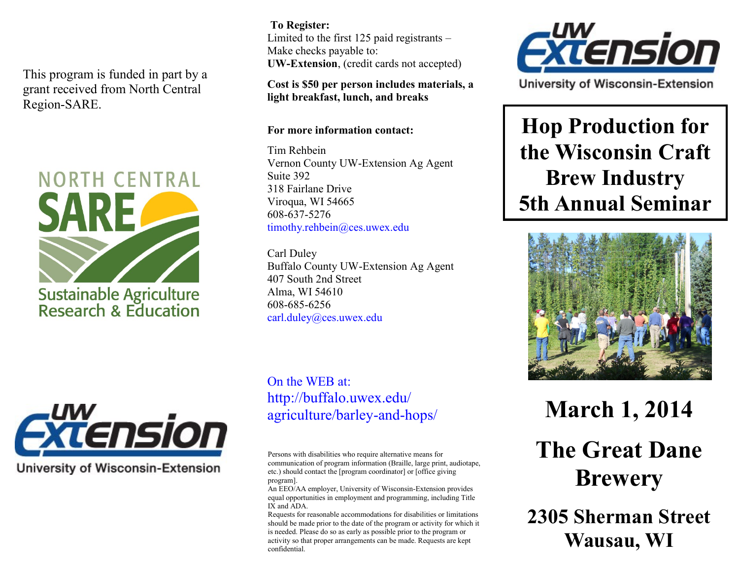This program is funded in part by a grant received from North Central Region-SARE.

NORTH CENTRAL SARE

Sustainable Agriculture Research & Education

UW Extension

University of Wisconsin-Extension

**To Register:**

Limited to the first 125 paid registrants – Make checks payable to:
**UW-Extension**, (credit cards not accepted)

**Cost is $50 per person includes materials, a light breakfast, lunch, and breaks**

**For more information contact:**

Tim Rehbein
Vernon County UW-Extension Ag Agent
Suite 392
318 Fairlane Drive
Viroqua, WI 54665
608-637-5276
timothy.rehbein@ces.uwex.edu

Carl Duley
Buffalo County UW-Extension Ag Agent
407 South 2nd Street
Alma, WI 54610
608-685-6256
carl.duley@ces.uwex.edu

On the WEB at:
http://buffalo.uwex.edu/agriculture/barley-and-hops/

Persons with disabilities who require alternative means for communication of program information (Braille, large print, audiotape, etc.) should contact the [program coordinator] or [office giving program].
An EEO/AA employer, University of Wisconsin-Extension provides equal opportunities in employment and programming, including Title IX and ADA.
Requests for reasonable accommodations for disabilities or limitations should be made prior to the date of the program or activity for which it is needed. Please do so as early as possible prior to the program or activity so that proper arrangements can be made. Requests are kept confidential.

UW Extension

University of Wisconsin-Extension

# Hop Production for the Wisconsin Craft Brew Industry 5th Annual Seminar

## March 1, 2014

## The Great Dane Brewery

## 2305 Sherman Street Wausau, WI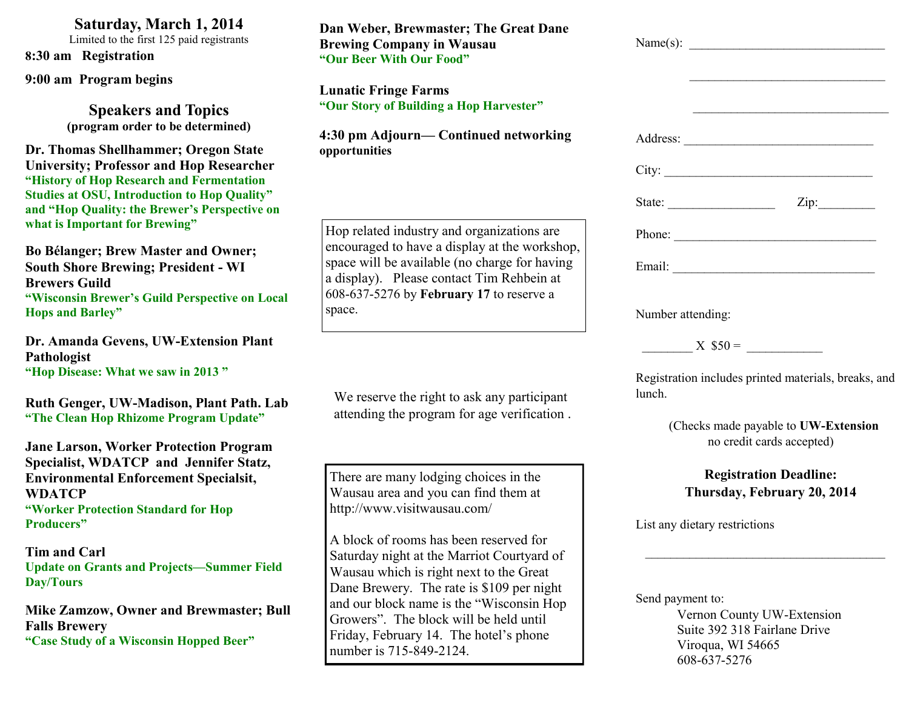## Saturday, March 1, 2014

Limited to the first 125 paid registrants

**8:30 am Registration**

**9:00 am Program begins**

## Speakers and Topics

**(program order to be determined)**

**Dr. Thomas Shellhammer; Oregon State University; Professor and Hop Researcher**
**"History of Hop Research and Fermentation Studies at OSU, Introduction to Hop Quality" and "Hop Quality: the Brewer's Perspective on what is Important for Brewing"**

**Bo Bélanger; Brew Master and Owner; South Shore Brewing; President - WI Brewers Guild**
**"Wisconsin Brewer's Guild Perspective on Local Hops and Barley"**

**Dr. Amanda Gevens, UW-Extension Plant Pathologist**
**"Hop Disease: What we saw in 2013 "**

**Ruth Genger, UW-Madison, Plant Path. Lab**
**"The Clean Hop Rhizome Program Update"**

**Jane Larson, Worker Protection Program Specialist, WDATCP and Jennifer Statz, Environmental Enforcement Specialsit, WDATCP**
**"Worker Protection Standard for Hop Producers"**

**Tim and Carl**
**Update on Grants and Projects—Summer Field Day/Tours**

**Mike Zamzow, Owner and Brewmaster; Bull Falls Brewery**
**"Case Study of a Wisconsin Hopped Beer"**

**Dan Weber, Brewmaster; The Great Dane Brewing Company in Wausau**
**"Our Beer With Our Food"**

**Lunatic Fringe Farms**
**"Our Story of Building a Hop Harvester"**

**4:30 pm Adjourn— Continued networking opportunities**

Hop related industry and organizations are encouraged to have a display at the workshop, space will be available (no charge for having a display). Please contact Tim Rehbein at 608-637-5276 by **February 17** to reserve a space.

We reserve the right to ask any participant attending the program for age verification .

There are many lodging choices in the Wausau area and you can find them at http://www.visitwausau.com/

A block of rooms has been reserved for Saturday night at the Marriot Courtyard of Wausau which is right next to the Great Dane Brewery. The rate is $109 per night and our block name is the "Wisconsin Hop Growers". The block will be held until Friday, February 14. The hotel's phone number is 715-849-2124.

Name(s): ______________________________

______________________________

______________________________

Address: ______________________________

City: ______________________________

State: ________________ Zip:________

Phone: ______________________________

Email: ______________________________

Number attending:

________ X $50 = ___________

Registration includes printed materials, breaks, and lunch.

(Checks made payable to **UW-Extension** no credit cards accepted)

**Registration Deadline:**
**Thursday, February 20, 2014**

List any dietary restrictions

______________________________

Send payment to:

Vernon County UW-Extension
Suite 392 318 Fairlane Drive
Viroqua, WI 54665
608-637-5276